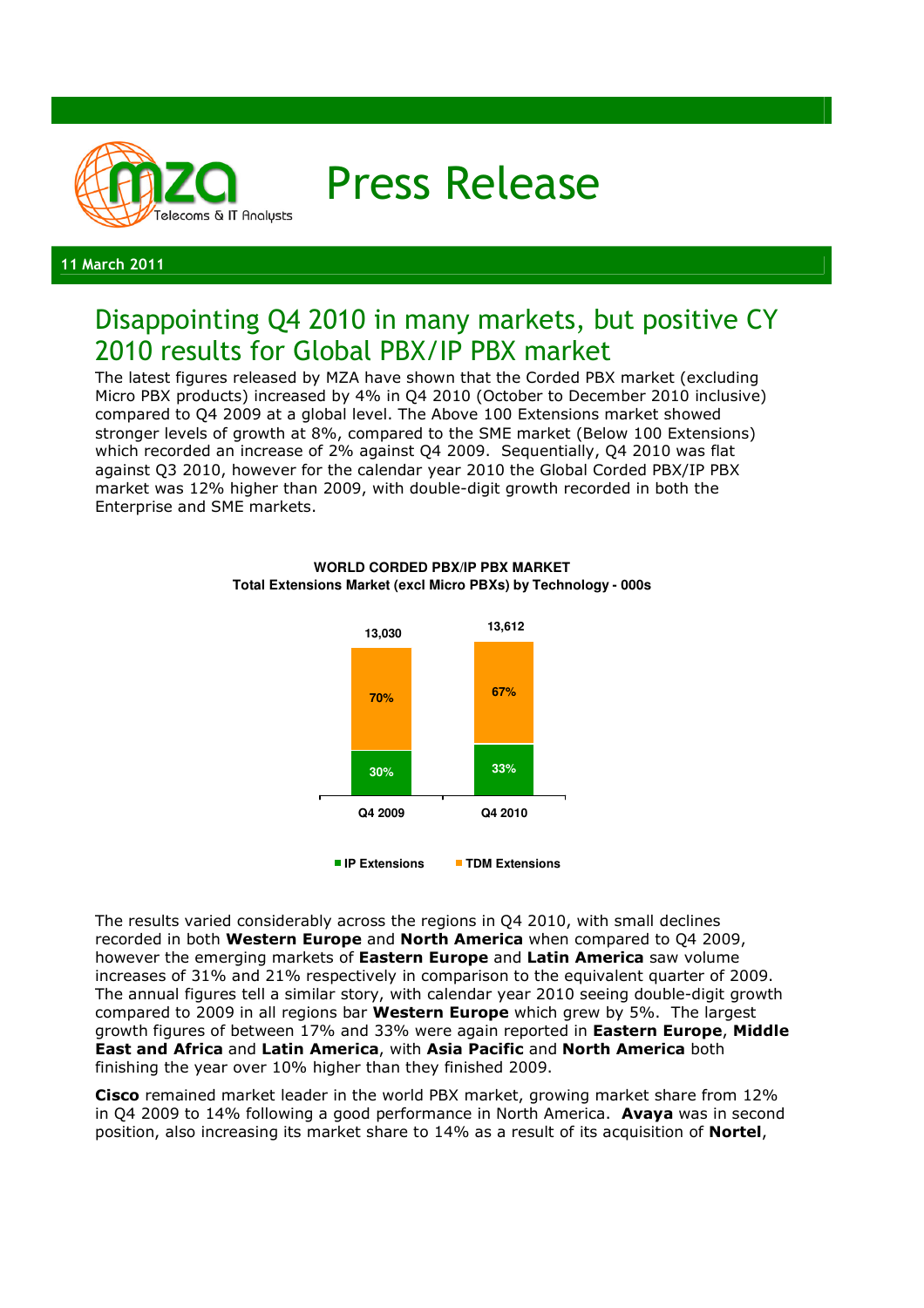11 March 2011

# Disappointing Q4 2010 in many markets, but positive CY 2010 results for Global PBX/IP PBX market

The latest figures released by MZA have shown that the Corded PBX market (excluding Micro PBX products) increased by 4% in Q4 2010 (October to December 2010 inclusive) compared to Q4 2009 at a global level. The Above 100 Extensions market showed stronger levels of growth at 8%, compared to the SME market (Below 100 Extensions) which recorded an increase of 2% against Q4 2009. Sequentially, Q4 2010 was flat against Q3 2010, however for the calendar year 2010 the Global Corded PBX/IP PBX market was 12% higher than 2009, with double-digit growth recorded in both the Enterprise and SME markets.

**WORLD CORDED PBX/IP PBX MARKET**
**Total Extensions Market (excl Micro PBXs) by Technology - 000s**

| | Q4 2009 | Q4 2010 |
|---|---|---|
| Total | 13,030 | 13,612 |
| IP Extensions | 30% | 33% |
| TDM Extensions | 70% | 67% |

The results varied considerably across the regions in Q4 2010, with small declines recorded in both **Western Europe** and **North America** when compared to Q4 2009, however the emerging markets of **Eastern Europe** and **Latin America** saw volume increases of 31% and 21% respectively in comparison to the equivalent quarter of 2009. The annual figures tell a similar story, with calendar year 2010 seeing double-digit growth compared to 2009 in all regions bar **Western Europe** which grew by 5%. The largest growth figures of between 17% and 33% were again reported in **Eastern Europe**, **Middle East and Africa** and **Latin America**, with **Asia Pacific** and **North America** both finishing the year over 10% higher than they finished 2009.

**Cisco** remained market leader in the world PBX market, growing market share from 12% in Q4 2009 to 14% following a good performance in North America. **Avaya** was in second position, also increasing its market share to 14% as a result of its acquisition of **Nortel**,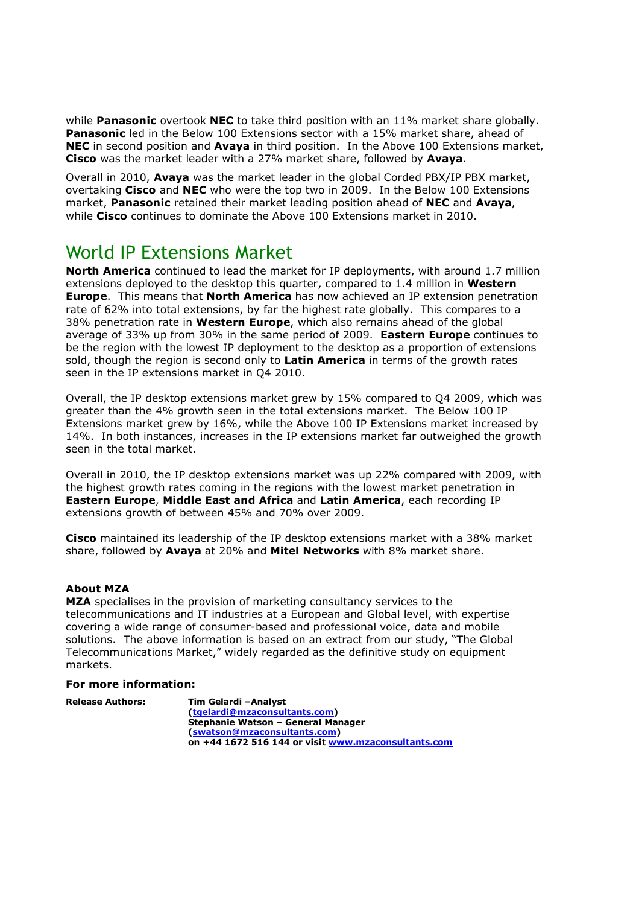while **Panasonic** overtook **NEC** to take third position with an 11% market share globally. **Panasonic** led in the Below 100 Extensions sector with a 15% market share, ahead of **NEC** in second position and **Avaya** in third position. In the Above 100 Extensions market, **Cisco** was the market leader with a 27% market share, followed by **Avaya**.

Overall in 2010, **Avaya** was the market leader in the global Corded PBX/IP PBX market, overtaking **Cisco** and **NEC** who were the top two in 2009. In the Below 100 Extensions market, **Panasonic** retained their market leading position ahead of **NEC** and **Avaya**, while **Cisco** continues to dominate the Above 100 Extensions market in 2010.

## World IP Extensions Market

**North America** continued to lead the market for IP deployments, with around 1.7 million extensions deployed to the desktop this quarter, compared to 1.4 million in **Western Europe**. This means that **North America** has now achieved an IP extension penetration rate of 62% into total extensions, by far the highest rate globally. This compares to a 38% penetration rate in **Western Europe**, which also remains ahead of the global average of 33% up from 30% in the same period of 2009. **Eastern Europe** continues to be the region with the lowest IP deployment to the desktop as a proportion of extensions sold, though the region is second only to **Latin America** in terms of the growth rates seen in the IP extensions market in Q4 2010.

Overall, the IP desktop extensions market grew by 15% compared to Q4 2009, which was greater than the 4% growth seen in the total extensions market. The Below 100 IP Extensions market grew by 16%, while the Above 100 IP Extensions market increased by 14%. In both instances, increases in the IP extensions market far outweighed the growth seen in the total market.

Overall in 2010, the IP desktop extensions market was up 22% compared with 2009, with the highest growth rates coming in the regions with the lowest market penetration in **Eastern Europe**, **Middle East and Africa** and **Latin America**, each recording IP extensions growth of between 45% and 70% over 2009.

**Cisco** maintained its leadership of the IP desktop extensions market with a 38% market share, followed by **Avaya** at 20% and **Mitel Networks** with 8% market share.

### About MZA

**MZA** specialises in the provision of marketing consultancy services to the telecommunications and IT industries at a European and Global level, with expertise covering a wide range of consumer-based and professional voice, data and mobile solutions. The above information is based on an extract from our study, "The Global Telecommunications Market," widely regarded as the definitive study on equipment markets.

### For more information:

**Release Authors:** **Tim Gelardi –Analyst ([tgelardi@mzaconsultants.com](mailto:tgelardi@mzaconsultants.com))**
**Stephanie Watson – General Manager ([swatson@mzaconsultants.com](mailto:swatson@mzaconsultants.com))**
**on +44 1672 516 144 or visit [www.mzaconsultants.com](http://www.mzaconsultants.com)**